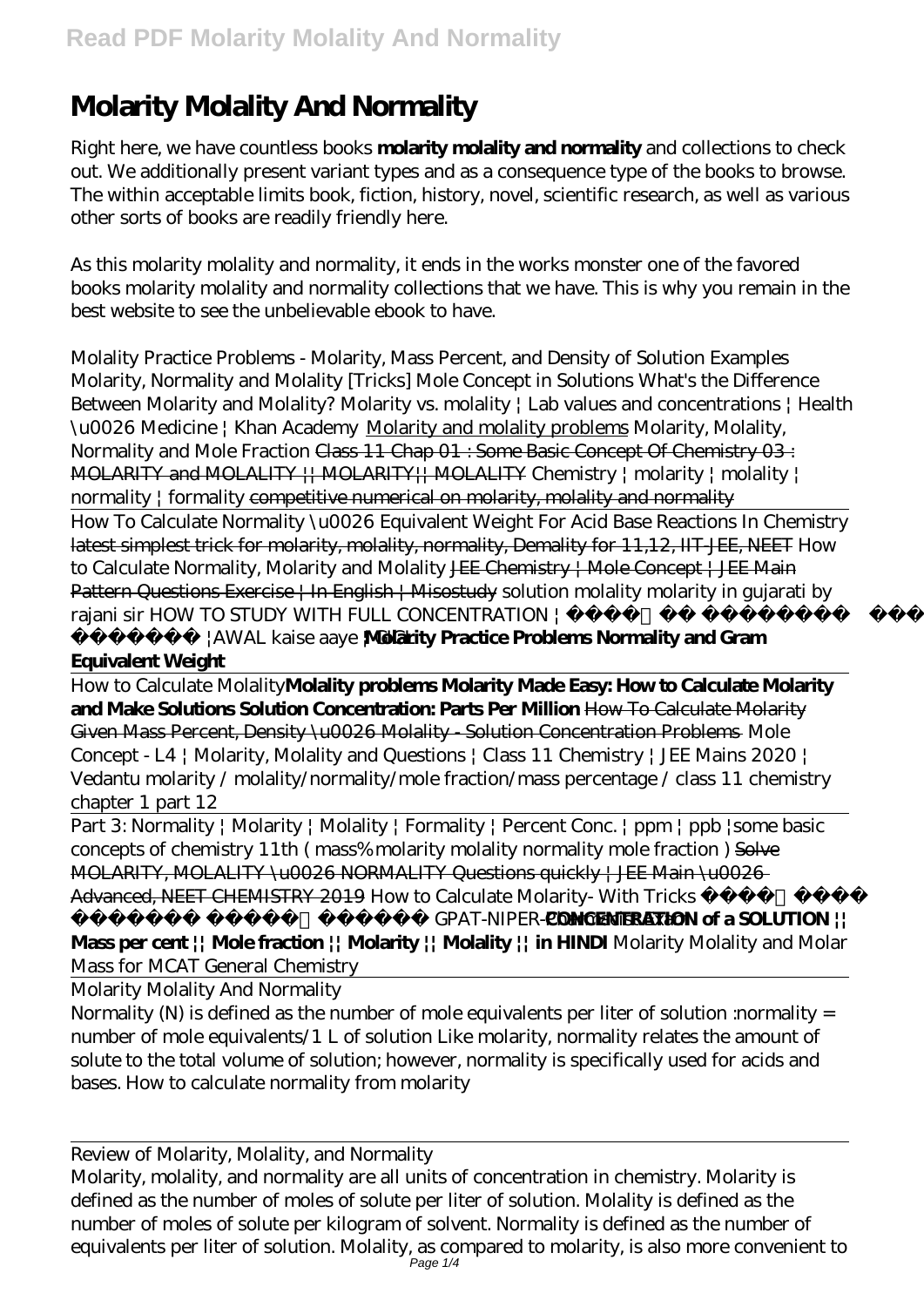# Molarity Molality And Normality

Right here, we have countless books **molarity molality and normality** and collections to check out. We additionally present variant types and as a consequence type of the books to browse. The within acceptable limits book, fiction, history, novel, scientific research, as well as various other sorts of books are readily friendly here.

As this molarity molality and normality, it ends in the works monster one of the favored books molarity molality and normality collections that we have. This is why you remain in the best website to see the unbelievable ebook to have.

*Molality Practice Problems - Molarity, Mass Percent, and Density of Solution Examples* *Molarity, Normality and Molality [Tricks] Mole Concept in Solutions* *What's the Difference Between Molarity and Molality?* *Molarity vs. molality | Lab values and concentrations | Health \u0026 Medicine | Khan Academy* Molarity and molality problems *Molarity, Molality, Normality and Mole Fraction* ~~Class 11 Chap 01 : Some Basic Concept Of Chemistry 03 : MOLARITY and MOLALITY || MOLARITY|| MOLALITY~~ *Chemistry | molarity | molality | normality | formality* ~~competitive numerical on molarity, molality and normality~~

How To Calculate Normality \u0026 Equivalent Weight For Acid Base Reactions In Chemistry ~~latest simplest trick for molarity, molality, normality, Demality for 11,12, IIT-JEE, NEET~~ *How to Calculate Normality, Molarity and Molality* ~~JEE Chemistry | Mole Concept | JEE Main Pattern Questions Exercise | In English | Misostudy~~ *solution molality molarity in gujarati by rajani sir* *HOW TO STUDY WITH FULL CONCENTRATION | पढ़ाई में मन कैसे लगायें |AWAL kaise aaye | Class* **Molarity Practice Problems Normality and Gram Equivalent Weight**

How to Calculate Molality**Molality problems Molarity Made Easy: How to Calculate Molarity and Make Solutions Solution Concentration: Parts Per Million** ~~How To Calculate Molarity Given Mass Percent, Density \u0026 Molality - Solution Concentration Problems~~ *Mole Concept - L4 | Molarity, Molality and Questions | Class 11 Chemistry | JEE Mains 2020 | Vedantu* *molarity / molality/normality/mole fraction/mass percentage / class 11 chemistry chapter 1 part 12*

Part 3: Normality | Molarity | Molality | Formality | Percent Conc. | ppm | ppb |*some basic concepts of chemistry 11th ( mass% molarity molality normality mole fraction )* ~~Solve MOLARITY, MOLALITY \u0026 NORMALITY Questions quickly | JEE Main \u0026 Advanced, NEET CHEMISTRY 2019~~ *How to Calculate Molarity- With Tricks मोलरता ज्ञात करना सीखें GPAT-NIPER-Chemistry* **CONCENTRATION of a SOLUTION || Mass per cent || Mole fraction || Molarity || Molality || in HINDI** *Molarity Molality and Molar Mass for MCAT General Chemistry*

Molarity Molality And Normality

Normality (N) is defined as the number of mole equivalents per liter of solution :normality = number of mole equivalents/1 L of solution Like molarity, normality relates the amount of solute to the total volume of solution; however, normality is specifically used for acids and bases. How to calculate normality from molarity

Review of Molarity, Molality, and Normality

Molarity, molality, and normality are all units of concentration in chemistry. Molarity is defined as the number of moles of solute per liter of solution. Molality is defined as the number of moles of solute per kilogram of solvent. Normality is defined as the number of equivalents per liter of solution. Molality, as compared to molarity, is also more convenient to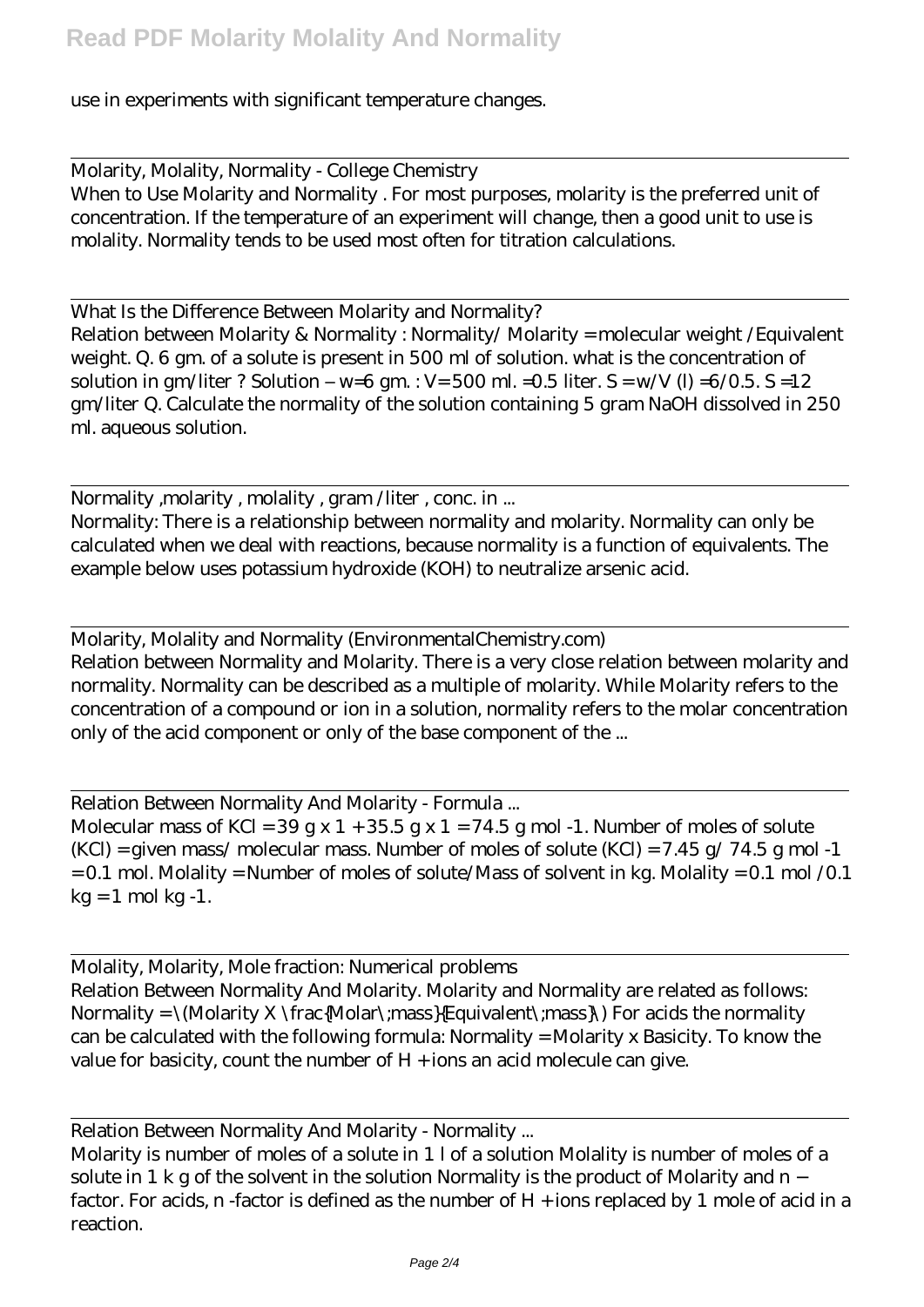use in experiments with significant temperature changes.

Molarity, Molality, Normality - College Chemistry

When to Use Molarity and Normality . For most purposes, molarity is the preferred unit of concentration. If the temperature of an experiment will change, then a good unit to use is molality. Normality tends to be used most often for titration calculations.

What Is the Difference Between Molarity and Normality?

Relation between Molarity & Normality : Normality/ Molarity = molecular weight /Equivalent weight. Q. 6 gm. of a solute is present in 500 ml of solution. what is the concentration of solution in gm/liter ? Solution – w=6 gm. : V= 500 ml. =0.5 liter. S = w/V (l) =6/0.5. S =12 gm/liter Q. Calculate the normality of the solution containing 5 gram NaOH dissolved in 250 ml. aqueous solution.

Normality ,molarity , molality , gram /liter , conc. in ...

Normality: There is a relationship between normality and molarity. Normality can only be calculated when we deal with reactions, because normality is a function of equivalents. The example below uses potassium hydroxide (KOH) to neutralize arsenic acid.

Molarity, Molality and Normality (EnvironmentalChemistry.com)

Relation between Normality and Molarity. There is a very close relation between molarity and normality. Normality can be described as a multiple of molarity. While Molarity refers to the concentration of a compound or ion in a solution, normality refers to the molar concentration only of the acid component or only of the base component of the ...

Relation Between Normality And Molarity - Formula ...

Molecular mass of KCl = 39 g x 1 + 35.5 g x 1 = 74.5 g mol -1. Number of moles of solute (KCl) = given mass/ molecular mass. Number of moles of solute (KCl) = 7.45 g/ 74.5 g mol -1 = 0.1 mol. Molality = Number of moles of solute/Mass of solvent in kg. Molality = 0.1 mol /0.1 kg = 1 mol kg -1.

Molality, Molarity, Mole fraction: Numerical problems

Relation Between Normality And Molarity. Molarity and Normality are related as follows: Normality = \(Molarity X \frac{Molar\;mass}{Equivalent\;mass}\) For acids the normality can be calculated with the following formula: Normality = Molarity x Basicity. To know the value for basicity, count the number of H + ions an acid molecule can give.

Relation Between Normality And Molarity - Normality ...

Molarity is number of moles of a solute in 1 l of a solution Molality is number of moles of a solute in 1 k g of the solvent in the solution Normality is the product of Molarity and n − factor. For acids, n -factor is defined as the number of H + ions replaced by 1 mole of acid in a reaction.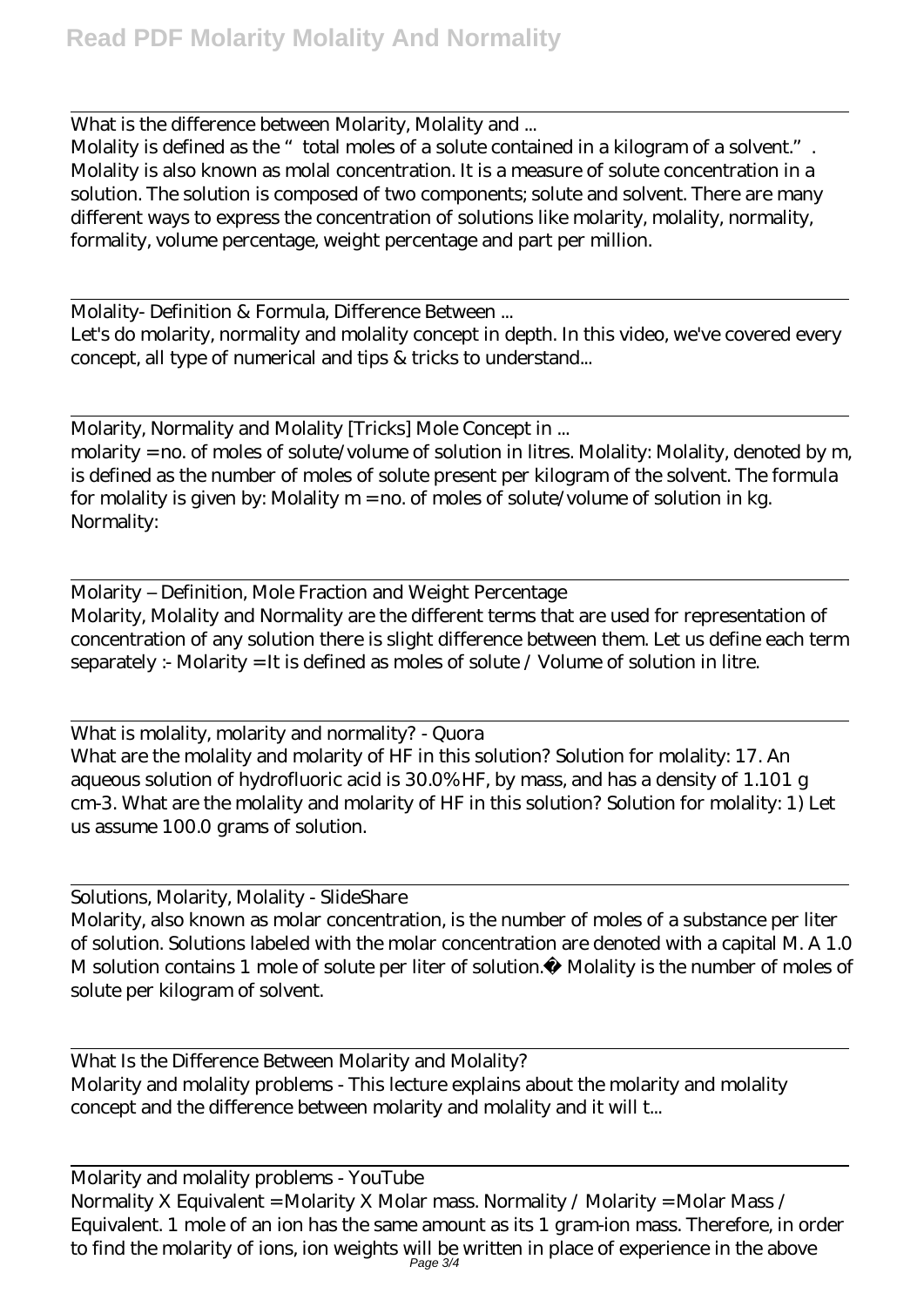What is the difference between Molarity, Molality and ...

Molality is defined as the " total moles of a solute contained in a kilogram of a solvent." . Molality is also known as molal concentration. It is a measure of solute concentration in a solution. The solution is composed of two components; solute and solvent. There are many different ways to express the concentration of solutions like molarity, molality, normality, formality, volume percentage, weight percentage and part per million.

Molality- Definition & Formula, Difference Between ...

Let's do molarity, normality and molality concept in depth. In this video, we've covered every concept, all type of numerical and tips & tricks to understand...

Molarity, Normality and Molality [Tricks] Mole Concept in ...

molarity = no. of moles of solute/volume of solution in litres. Molality: Molality, denoted by m, is defined as the number of moles of solute present per kilogram of the solvent. The formula for molality is given by: Molality m = no. of moles of solute/volume of solution in kg. Normality:

Molarity – Definition, Mole Fraction and Weight Percentage

Molarity, Molality and Normality are the different terms that are used for representation of concentration of any solution there is slight difference between them. Let us define each term separately :- Molarity = It is defined as moles of solute / Volume of solution in litre.

What is molality, molarity and normality? - Quora

What are the molality and molarity of HF in this solution? Solution for molality: 17. An aqueous solution of hydrofluoric acid is 30.0% HF, by mass, and has a density of 1.101 g cm-3. What are the molality and molarity of HF in this solution? Solution for molality: 1) Let us assume 100.0 grams of solution.

Solutions, Molarity, Molality - SlideShare

Molarity, also known as molar concentration, is the number of moles of a substance per liter of solution. Solutions labeled with the molar concentration are denoted with a capital M. A 1.0 M solution contains 1 mole of solute per liter of solution. Molality is the number of moles of solute per kilogram of solvent.

What Is the Difference Between Molarity and Molality?

Molarity and molality problems - This lecture explains about the molarity and molality concept and the difference between molarity and molality and it will t...

Molarity and molality problems - YouTube

Normality X Equivalent = Molarity X Molar mass. Normality / Molarity = Molar Mass / Equivalent. 1 mole of an ion has the same amount as its 1 gram-ion mass. Therefore, in order to find the molarity of ions, ion weights will be written in place of experience in the above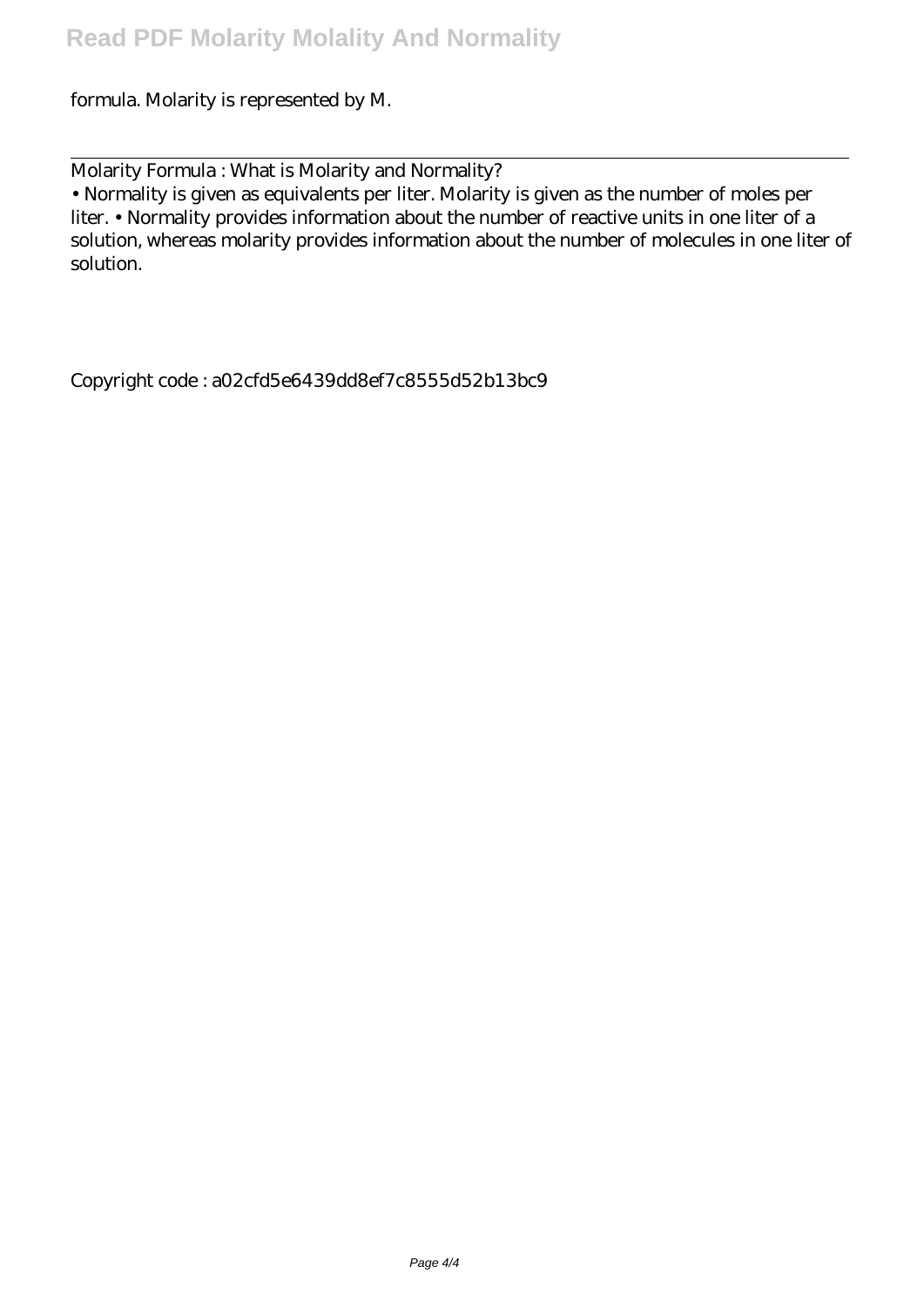formula. Molarity is represented by M.

---

Molarity Formula : What is Molarity and Normality?

• Normality is given as equivalents per liter. Molarity is given as the number of moles per liter. • Normality provides information about the number of reactive units in one liter of a solution, whereas molarity provides information about the number of molecules in one liter of solution.

Copyright code : a02cfd5e6439dd8ef7c8555d52b13bc9